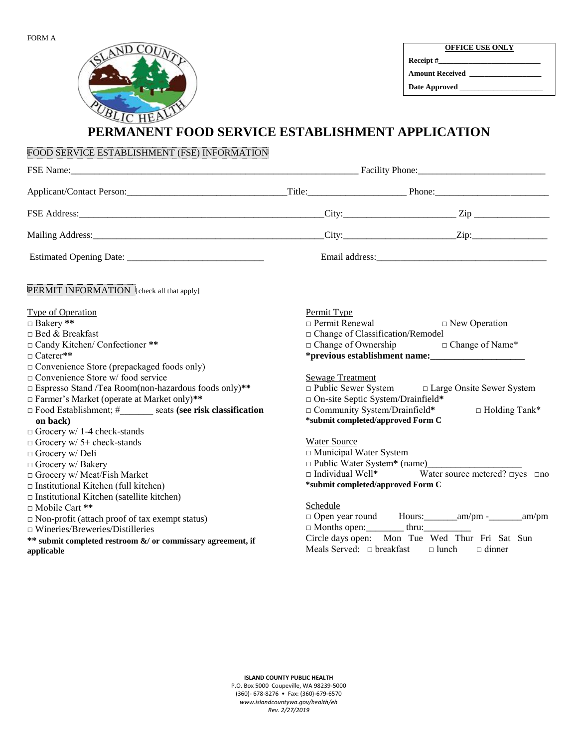FORM A

| OFFICE USE ONLY |
|---|
| **Receipt #**___________________________ |
| **Amount Received** ___________________ |
| **Date Approved** ______________________ |

# PERMANENT FOOD SERVICE ESTABLISHMENT APPLICATION

## FOOD SERVICE ESTABLISHMENT (FSE) INFORMATION

FSE Name:_________________________________________________________________ Facility Phone:___________________________

Applicant/Contact Person:__________________________________Title:_____________________ Phone:_________________________

FSE Address:_______________________________________________________City:________________________ Zip ________________

Mailing Address:____________________________________________________City:________________________Zip:________________

Estimated Opening Date: ______________________________ Email address:_____________________________________

## PERMIT INFORMATION [check all that apply]

**Type of Operation**

- □ Bakery **
- □ Bed & Breakfast
- □ Candy Kitchen/ Confectioner **
- □ Caterer**
- □ Convenience Store (prepackaged foods only)
- □ Convenience Store w/ food service
- □ Espresso Stand /Tea Room(non-hazardous foods only)**
- □ Farmer's Market (operate at Market only)**
- □ Food Establishment; #_______ seats **(see risk classification on back)**
- □ Grocery w/ 1-4 check-stands
- □ Grocery w/ 5+ check-stands
- □ Grocery w/ Deli
- □ Grocery w/ Bakery
- □ Grocery w/ Meat/Fish Market
- □ Institutional Kitchen (full kitchen)
- □ Institutional Kitchen (satellite kitchen)
- □ Mobile Cart **
- □ Non-profit (attach proof of tax exempt status)
- □ Wineries/Breweries/Distilleries

**** submit completed restroom &/ or commissary agreement, if applicable**

**Permit Type**

- □ Permit Renewal □ New Operation
- □ Change of Classification/Remodel
- □ Change of Ownership □ Change of Name*

***previous establishment name:____________________**

**Sewage Treatment**

- □ Public Sewer System □ Large Onsite Sewer System
- □ On-site Septic System/Drainfield*
- □ Community System/Drainfield* □ Holding Tank*

***submit completed/approved Form C**

**Water Source**

- □ Municipal Water System
- □ Public Water System* (name)____________________
- □ Individual Well* Water source metered? □yes □no

***submit completed/approved Form C**

**Schedule**

□ Open year round Hours:_______am/pm -_______am/pm

□ Months open:________ thru:__________

Circle days open: Mon Tue Wed Thur Fri Sat Sun

Meals Served: □ breakfast □ lunch □ dinner

**ISLAND COUNTY PUBLIC HEALTH**
P.O. Box 5000 Coupeville, WA 98239-5000
(360)- 678-8276 • Fax: (360)-679-6570
*www.islandcountywa.gov/health/eh*
*Rev. 2/27/2019*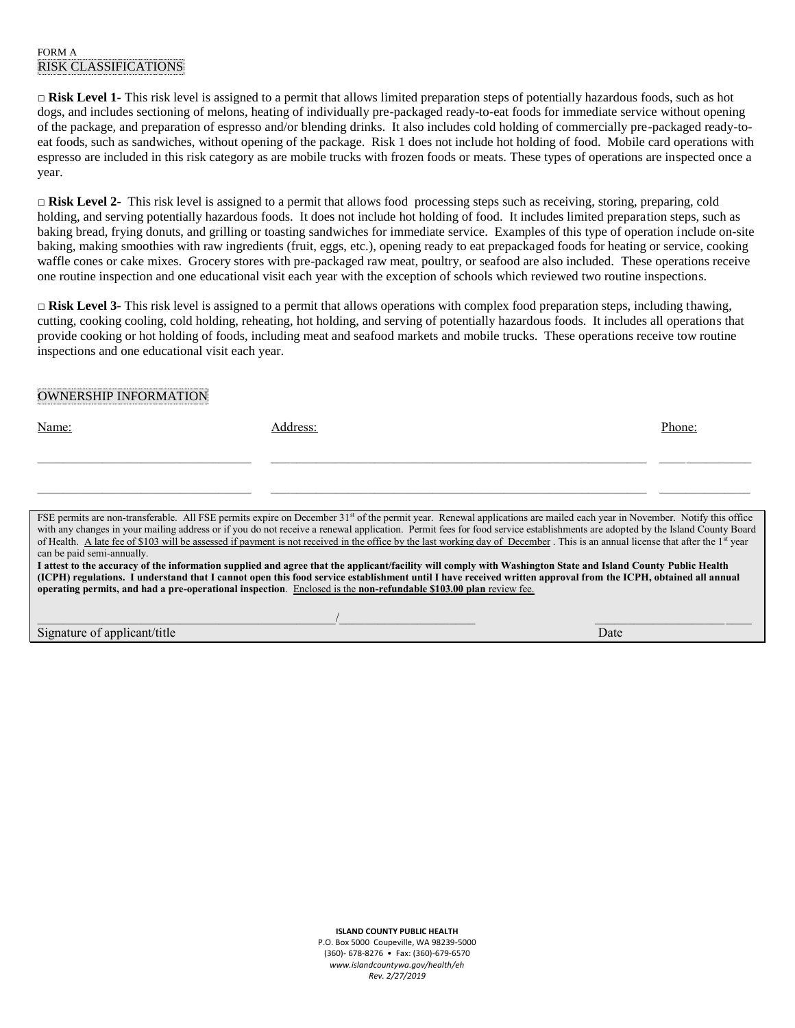FORM A

RISK CLASSIFICATIONS

□ **Risk Level 1-** This risk level is assigned to a permit that allows limited preparation steps of potentially hazardous foods, such as hot dogs, and includes sectioning of melons, heating of individually pre-packaged ready-to-eat foods for immediate service without opening of the package, and preparation of espresso and/or blending drinks. It also includes cold holding of commercially pre-packaged ready-to-eat foods, such as sandwiches, without opening of the package. Risk 1 does not include hot holding of food. Mobile card operations with espresso are included in this risk category as are mobile trucks with frozen foods or meats. These types of operations are inspected once a year.

□ **Risk Level 2**- This risk level is assigned to a permit that allows food processing steps such as receiving, storing, preparing, cold holding, and serving potentially hazardous foods. It does not include hot holding of food. It includes limited preparation steps, such as baking bread, frying donuts, and grilling or toasting sandwiches for immediate service. Examples of this type of operation include on-site baking, making smoothies with raw ingredients (fruit, eggs, etc.), opening ready to eat prepackaged foods for heating or service, cooking waffle cones or cake mixes. Grocery stores with pre-packaged raw meat, poultry, or seafood are also included. These operations receive one routine inspection and one educational visit each year with the exception of schools which reviewed two routine inspections.

□ **Risk Level 3**- This risk level is assigned to a permit that allows operations with complex food preparation steps, including thawing, cutting, cooking cooling, cold holding, reheating, hot holding, and serving of potentially hazardous foods. It includes all operations that provide cooking or hot holding of foods, including meat and seafood markets and mobile trucks. These operations receive tow routine inspections and one educational visit each year.

OWNERSHIP INFORMATION

| Name: | Address: | Phone: |
|---|---|---|
| | | |
| | | |

FSE permits are non-transferable. All FSE permits expire on December 31st of the permit year. Renewal applications are mailed each year in November. Notify this office with any changes in your mailing address or if you do not receive a renewal application. Permit fees for food service establishments are adopted by the Island County Board of Health. A late fee of $103 will be assessed if payment is not received in the office by the last working day of December . This is an annual license that after the 1st year can be paid semi-annually.

**I attest to the accuracy of the information supplied and agree that the applicant/facility will comply with Washington State and Island County Public Health (ICPH) regulations. I understand that I cannot open this food service establishment until I have received written approval from the ICPH, obtained all annual operating permits, and had a pre-operational inspection**. Enclosed is the **non-refundable $103.00 plan** review fee.

\_\_\_\_\_\_\_\_\_\_\_\_\_\_\_\_\_\_\_\_\_\_\_\_\_\_\_\_\_\_\_\_\_\_\_\_/\_\_\_\_\_\_\_\_\_\_\_\_\_\_\_\_\_\_ \_\_\_\_\_\_\_\_\_\_\_\_\_\_\_\_\_\_

Signature of applicant/title Date

**ISLAND COUNTY PUBLIC HEALTH**
P.O. Box 5000 Coupeville, WA 98239-5000
(360)- 678-8276 • Fax: (360)-679-6570
*www.islandcountywa.gov/health/eh*
*Rev. 2/27/2019*